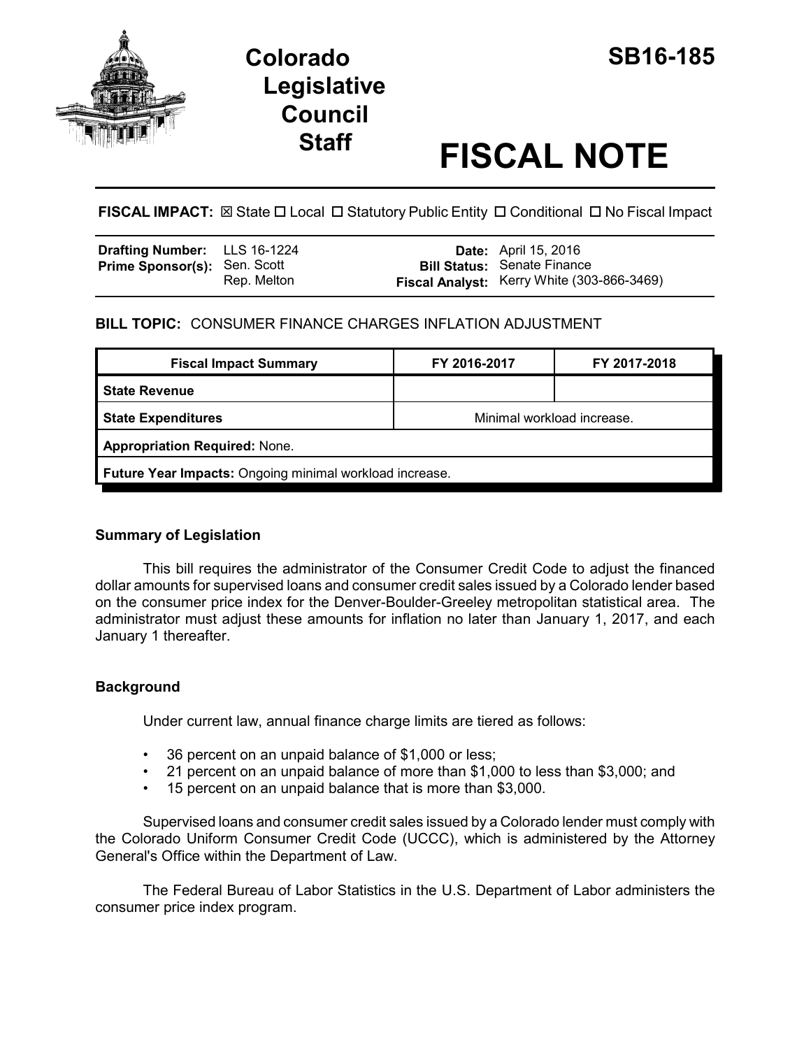# Colorado Legislative Council Staff

# SB16-185

# FISCAL NOTE

**FISCAL IMPACT:** ☒ State ☐ Local ☐ Statutory Public Entity ☐ Conditional ☐ No Fiscal Impact

| | | | |
|---|---|---|---|
| **Drafting Number:** | LLS 16-1224 | **Date:** | April 15, 2016 |
| **Prime Sponsor(s):** | Sen. Scott<br>Rep. Melton | **Bill Status:** | Senate Finance |
| | | **Fiscal Analyst:** | Kerry White (303-866-3469) |

**BILL TOPIC:** CONSUMER FINANCE CHARGES INFLATION ADJUSTMENT

| Fiscal Impact Summary | FY 2016-2017 | FY 2017-2018 |
|---|---|---|
| **State Revenue** | | |
| **State Expenditures** | Minimal workload increase. | |
| **Appropriation Required:** None. | | |
| **Future Year Impacts:** Ongoing minimal workload increase. | | |

### Summary of Legislation

This bill requires the administrator of the Consumer Credit Code to adjust the financed dollar amounts for supervised loans and consumer credit sales issued by a Colorado lender based on the consumer price index for the Denver-Boulder-Greeley metropolitan statistical area. The administrator must adjust these amounts for inflation no later than January 1, 2017, and each January 1 thereafter.

### Background

Under current law, annual finance charge limits are tiered as follows:

- 36 percent on an unpaid balance of $1,000 or less;
- 21 percent on an unpaid balance of more than $1,000 to less than $3,000; and
- 15 percent on an unpaid balance that is more than $3,000.

Supervised loans and consumer credit sales issued by a Colorado lender must comply with the Colorado Uniform Consumer Credit Code (UCCC), which is administered by the Attorney General's Office within the Department of Law.

The Federal Bureau of Labor Statistics in the U.S. Department of Labor administers the consumer price index program.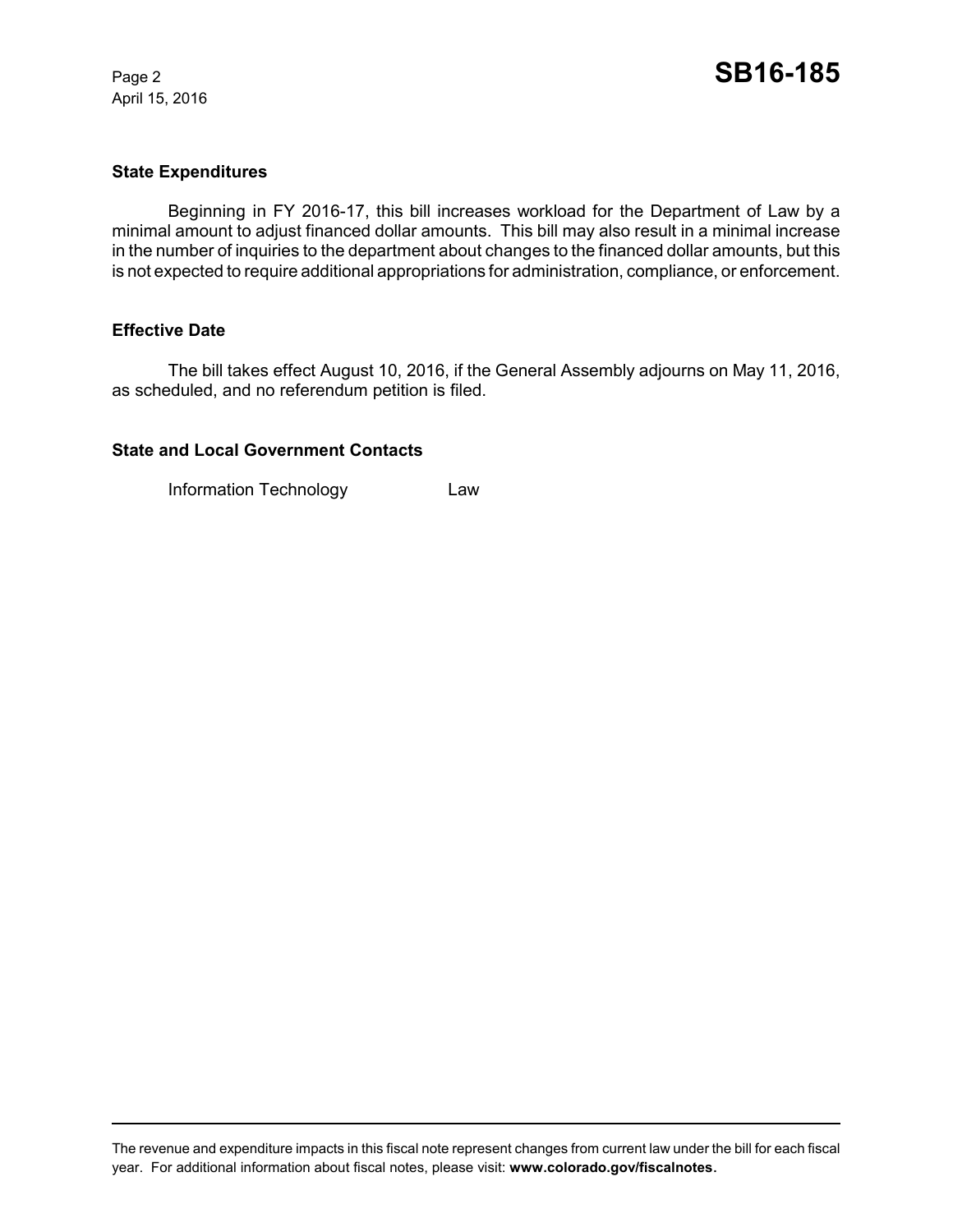### State Expenditures

Beginning in FY 2016-17, this bill increases workload for the Department of Law by a minimal amount to adjust financed dollar amounts. This bill may also result in a minimal increase in the number of inquiries to the department about changes to the financed dollar amounts, but this is not expected to require additional appropriations for administration, compliance, or enforcement.

### Effective Date

The bill takes effect August 10, 2016, if the General Assembly adjourns on May 11, 2016, as scheduled, and no referendum petition is filed.

### State and Local Government Contacts

| | |
|---|---|
| Information Technology | Law |

The revenue and expenditure impacts in this fiscal note represent changes from current law under the bill for each fiscal year. For additional information about fiscal notes, please visit: **www.colorado.gov/fiscalnotes.**